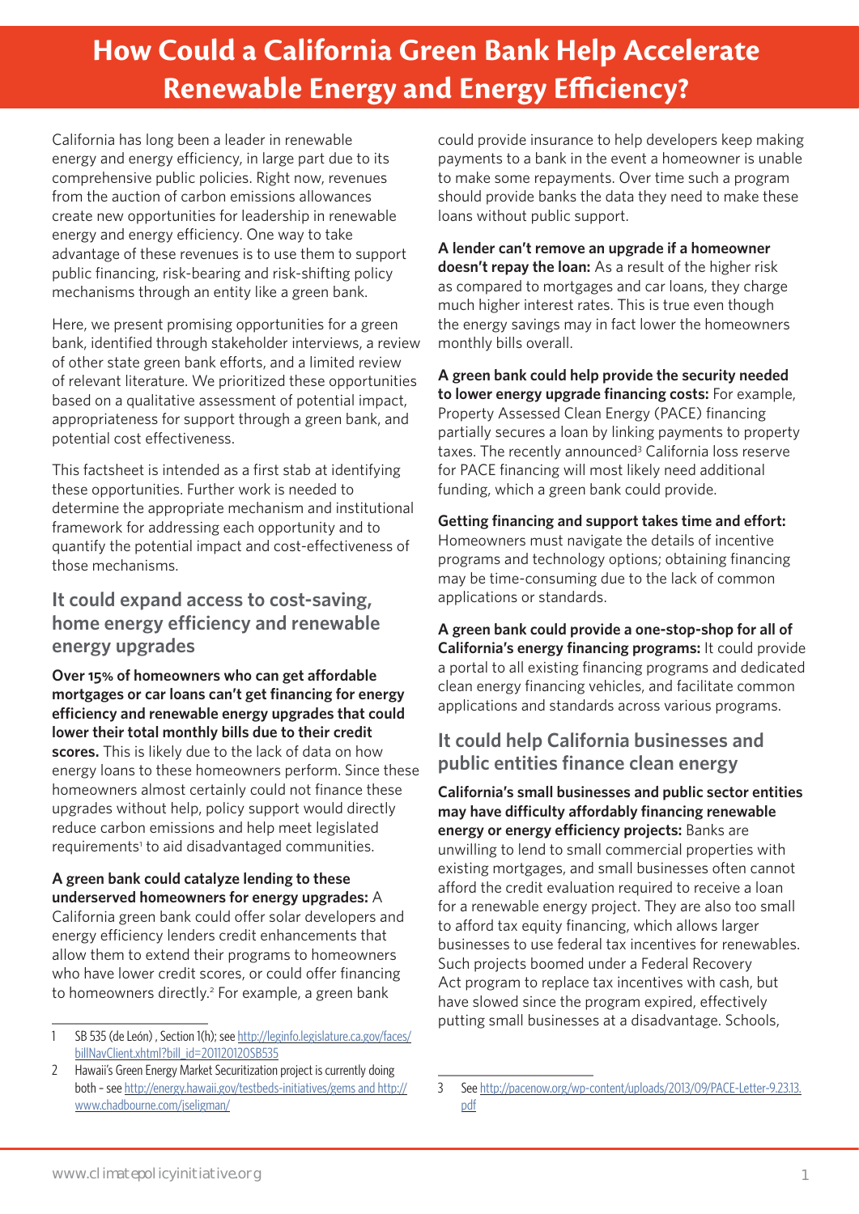# How Could a California Green Bank Help Accelerate Renewable Energy and Energy Efficiency?

California has long been a leader in renewable energy and energy efficiency, in large part due to its comprehensive public policies. Right now, revenues from the auction of carbon emissions allowances create new opportunities for leadership in renewable energy and energy efficiency. One way to take advantage of these revenues is to use them to support public financing, risk-bearing and risk-shifting policy mechanisms through an entity like a green bank.

Here, we present promising opportunities for a green bank, identified through stakeholder interviews, a review of other state green bank efforts, and a limited review of relevant literature. We prioritized these opportunities based on a qualitative assessment of potential impact, appropriateness for support through a green bank, and potential cost effectiveness.

This factsheet is intended as a first stab at identifying these opportunities. Further work is needed to determine the appropriate mechanism and institutional framework for addressing each opportunity and to quantify the potential impact and cost-effectiveness of those mechanisms.

## It could expand access to cost-saving, home energy efficiency and renewable energy upgrades

**Over 15% of homeowners who can get affordable mortgages or car loans can't get financing for energy efficiency and renewable energy upgrades that could lower their total monthly bills due to their credit scores.** This is likely due to the lack of data on how energy loans to these homeowners perform. Since these homeowners almost certainly could not finance these upgrades without help, policy support would directly reduce carbon emissions and help meet legislated requirements[1] to aid disadvantaged communities.

**A green bank could catalyze lending to these underserved homeowners for energy upgrades:** A California green bank could offer solar developers and energy efficiency lenders credit enhancements that allow them to extend their programs to homeowners who have lower credit scores, or could offer financing to homeowners directly.[2] For example, a green bank could provide insurance to help developers keep making payments to a bank in the event a homeowner is unable to make some repayments. Over time such a program should provide banks the data they need to make these loans without public support.

**A lender can't remove an upgrade if a homeowner doesn't repay the loan:** As a result of the higher risk as compared to mortgages and car loans, they charge much higher interest rates. This is true even though the energy savings may in fact lower the homeowners monthly bills overall.

**A green bank could help provide the security needed to lower energy upgrade financing costs:** For example, Property Assessed Clean Energy (PACE) financing partially secures a loan by linking payments to property taxes. The recently announced[3] California loss reserve for PACE financing will most likely need additional funding, which a green bank could provide.

**Getting financing and support takes time and effort:** Homeowners must navigate the details of incentive programs and technology options; obtaining financing may be time-consuming due to the lack of common applications or standards.

**A green bank could provide a one-stop-shop for all of California's energy financing programs:** It could provide a portal to all existing financing programs and dedicated clean energy financing vehicles, and facilitate common applications and standards across various programs.

## It could help California businesses and public entities finance clean energy

**California's small businesses and public sector entities may have difficulty affordably financing renewable energy or energy efficiency projects:** Banks are unwilling to lend to small commercial properties with existing mortgages, and small businesses often cannot afford the credit evaluation required to receive a loan for a renewable energy project. They are also too small to afford tax equity financing, which allows larger businesses to use federal tax incentives for renewables. Such projects boomed under a Federal Recovery Act program to replace tax incentives with cash, but have slowed since the program expired, effectively putting small businesses at a disadvantage. Schools,

---

1 SB 535 (de León) , Section 1(h); see http://leginfo.legislature.ca.gov/faces/billNavClient.xhtml?bill_id=201120120SB535

2 Hawaii's Green Energy Market Securitization project is currently doing both – see http://energy.hawaii.gov/testbeds-initiatives/gems and http://www.chadbourne.com/jseligman/

3 See http://pacenow.org/wp-content/uploads/2013/09/PACE-Letter-9.23.13.pdf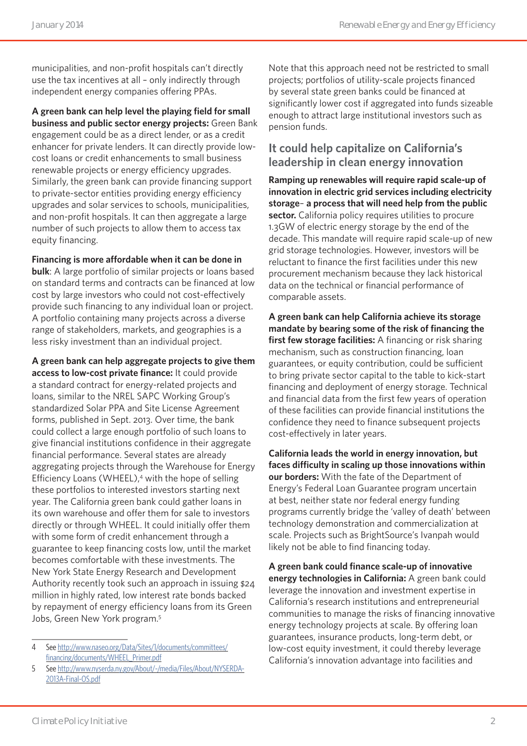municipalities, and non-profit hospitals can't directly use the tax incentives at all – only indirectly through independent energy companies offering PPAs.

**A green bank can help level the playing field for small business and public sector energy projects:** Green Bank engagement could be as a direct lender, or as a credit enhancer for private lenders. It can directly provide low-cost loans or credit enhancements to small business renewable projects or energy efficiency upgrades. Similarly, the green bank can provide financing support to private-sector entities providing energy efficiency upgrades and solar services to schools, municipalities, and non-profit hospitals. It can then aggregate a large number of such projects to allow them to access tax equity financing.

**Financing is more affordable when it can be done in bulk**: A large portfolio of similar projects or loans based on standard terms and contracts can be financed at low cost by large investors who could not cost-effectively provide such financing to any individual loan or project. A portfolio containing many projects across a diverse range of stakeholders, markets, and geographies is a less risky investment than an individual project.

**A green bank can help aggregate projects to give them access to low-cost private finance:** It could provide a standard contract for energy-related projects and loans, similar to the NREL SAPC Working Group's standardized Solar PPA and Site License Agreement forms, published in Sept. 2013. Over time, the bank could collect a large enough portfolio of such loans to give financial institutions confidence in their aggregate financial performance. Several states are already aggregating projects through the Warehouse for Energy Efficiency Loans (WHEEL),[4] with the hope of selling these portfolios to interested investors starting next year. The California green bank could gather loans in its own warehouse and offer them for sale to investors directly or through WHEEL. It could initially offer them with some form of credit enhancement through a guarantee to keep financing costs low, until the market becomes comfortable with these investments. The New York State Energy Research and Development Authority recently took such an approach in issuing $24 million in highly rated, low interest rate bonds backed by repayment of energy efficiency loans from its Green Jobs, Green New York program.[5]

Note that this approach need not be restricted to small projects; portfolios of utility-scale projects financed by several state green banks could be financed at significantly lower cost if aggregated into funds sizeable enough to attract large institutional investors such as pension funds.

## It could help capitalize on California's leadership in clean energy innovation

**Ramping up renewables will require rapid scale-up of innovation in electric grid services including electricity storage– a process that will need help from the public sector.** California policy requires utilities to procure 1.3GW of electric energy storage by the end of the decade. This mandate will require rapid scale-up of new grid storage technologies. However, investors will be reluctant to finance the first facilities under this new procurement mechanism because they lack historical data on the technical or financial performance of comparable assets.

**A green bank can help California achieve its storage mandate by bearing some of the risk of financing the first few storage facilities:** A financing or risk sharing mechanism, such as construction financing, loan guarantees, or equity contribution, could be sufficient to bring private sector capital to the table to kick-start financing and deployment of energy storage. Technical and financial data from the first few years of operation of these facilities can provide financial institutions the confidence they need to finance subsequent projects cost-effectively in later years.

**California leads the world in energy innovation, but faces difficulty in scaling up those innovations within our borders:** With the fate of the Department of Energy's Federal Loan Guarantee program uncertain at best, neither state nor federal energy funding programs currently bridge the 'valley of death' between technology demonstration and commercialization at scale. Projects such as BrightSource's Ivanpah would likely not be able to find financing today.

**A green bank could finance scale-up of innovative energy technologies in California:** A green bank could leverage the innovation and investment expertise in California's research institutions and entrepreneurial communities to manage the risks of financing innovative energy technology projects at scale. By offering loan guarantees, insurance products, long-term debt, or low-cost equity investment, it could thereby leverage California's innovation advantage into facilities and

---

[4] See http://www.naseo.org/Data/Sites/1/documents/committees/financing/documents/WHEEL_Primer.pdf

[5] See http://www.nyserda.ny.gov/About/-/media/Files/About/NYSERDA-2013A-Final-OS.pdf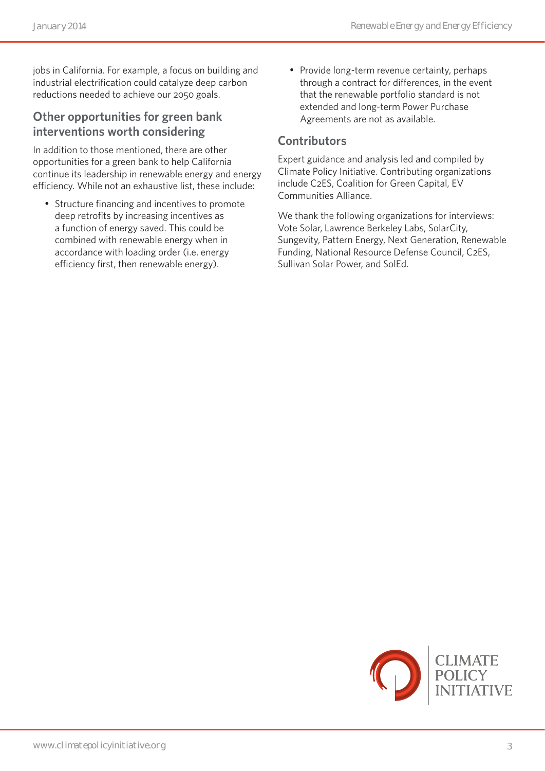jobs in California. For example, a focus on building and industrial electrification could catalyze deep carbon reductions needed to achieve our 2050 goals.

## Other opportunities for green bank interventions worth considering

In addition to those mentioned, there are other opportunities for a green bank to help California continue its leadership in renewable energy and energy efficiency. While not an exhaustive list, these include:

- Structure financing and incentives to promote deep retrofits by increasing incentives as a function of energy saved. This could be combined with renewable energy when in accordance with loading order (i.e. energy efficiency first, then renewable energy).
- Provide long-term revenue certainty, perhaps through a contract for differences, in the event that the renewable portfolio standard is not extended and long-term Power Purchase Agreements are not as available.

## Contributors

Expert guidance and analysis led and compiled by Climate Policy Initiative. Contributing organizations include C2ES, Coalition for Green Capital, EV Communities Alliance.

We thank the following organizations for interviews: Vote Solar, Lawrence Berkeley Labs, SolarCity, Sungevity, Pattern Energy, Next Generation, Renewable Funding, National Resource Defense Council, C2ES, Sullivan Solar Power, and SolEd.